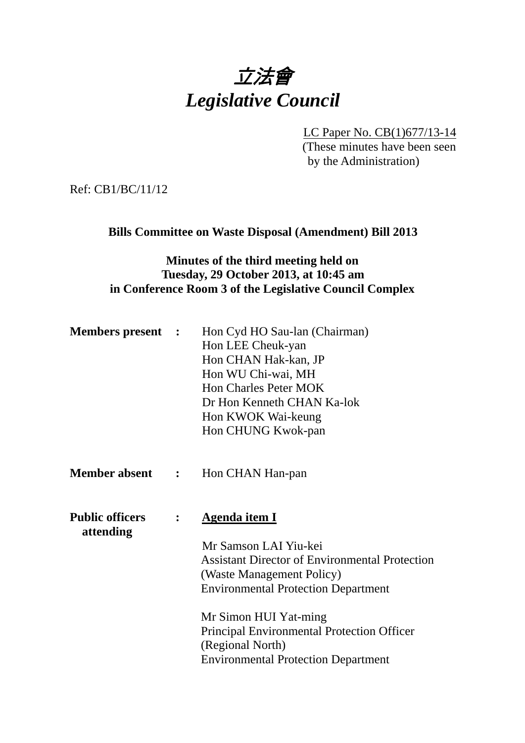# *立法會*
# *Legislative Council*

LC Paper No. CB(1)677/13-14
(These minutes have been seen by the Administration)

Ref: CB1/BC/11/12

**Bills Committee on Waste Disposal (Amendment) Bill 2013**

**Minutes of the third meeting held on**
**Tuesday, 29 October 2013, at 10:45 am**
**in Conference Room 3 of the Legislative Council Complex**

**Members present :**
Hon Cyd HO Sau-lan (Chairman)
Hon LEE Cheuk-yan
Hon CHAN Hak-kan, JP
Hon WU Chi-wai, MH
Hon Charles Peter MOK
Dr Hon Kenneth CHAN Ka-lok
Hon KWOK Wai-keung
Hon CHUNG Kwok-pan

**Member absent :**
Hon CHAN Han-pan

**Public officers attending :**

**Agenda item I**

Mr Samson LAI Yiu-kei
Assistant Director of Environmental Protection (Waste Management Policy)
Environmental Protection Department

Mr Simon HUI Yat-ming
Principal Environmental Protection Officer (Regional North)
Environmental Protection Department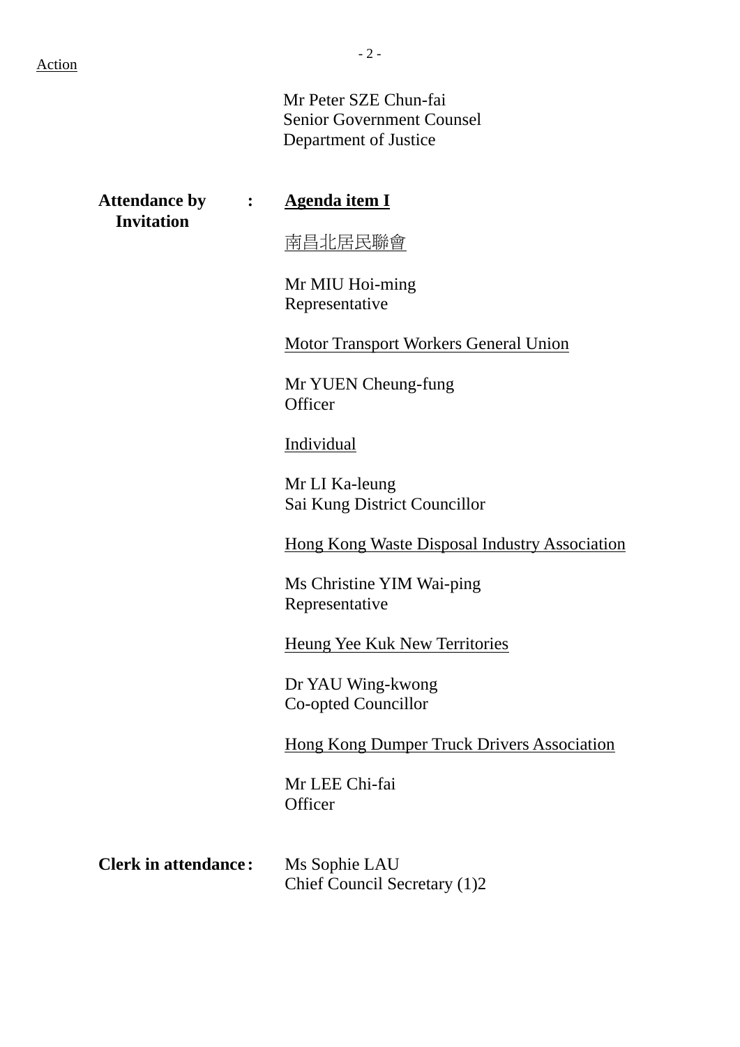Action

Mr Peter SZE Chun-fai
Senior Government Counsel
Department of Justice

**Attendance by Invitation** : **Agenda item I**

南昌北居民聯會

Mr MIU Hoi-ming
Representative

Motor Transport Workers General Union

Mr YUEN Cheung-fung
Officer

Individual

Mr LI Ka-leung
Sai Kung District Councillor

Hong Kong Waste Disposal Industry Association

Ms Christine YIM Wai-ping
Representative

Heung Yee Kuk New Territories

Dr YAU Wing-kwong
Co-opted Councillor

Hong Kong Dumper Truck Drivers Association

Mr LEE Chi-fai
Officer

**Clerk in attendance** : Ms Sophie LAU
Chief Council Secretary (1)2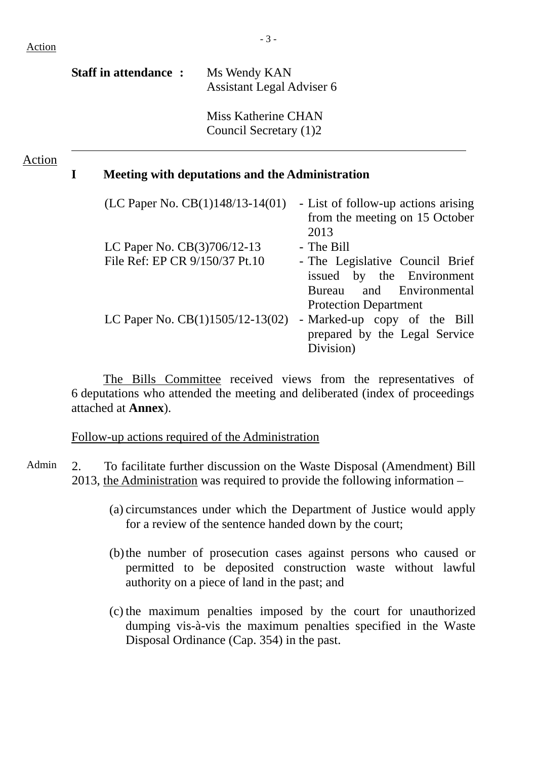Action

**Staff in attendance :** Ms Wendy KAN
Assistant Legal Adviser 6

Miss Katherine CHAN
Council Secretary (1)2

---

Action

## I Meeting with deputations and the Administration

| | |
|---|---|
| (LC Paper No. CB(1)148/13-14(01) | - List of follow-up actions arising from the meeting on 15 October 2013 |
| LC Paper No. CB(3)706/12-13 | - The Bill |
| File Ref: EP CR 9/150/37 Pt.10 | - The Legislative Council Brief issued by the Environment Bureau and Environmental Protection Department |
| LC Paper No. CB(1)1505/12-13(02) | - Marked-up copy of the Bill prepared by the Legal Service Division) |

The Bills Committee received views from the representatives of 6 deputations who attended the meeting and deliberated (index of proceedings attached at **Annex**).

Follow-up actions required of the Administration

Admin

2. To facilitate further discussion on the Waste Disposal (Amendment) Bill 2013, the Administration was required to provide the following information –

(a) circumstances under which the Department of Justice would apply for a review of the sentence handed down by the court;

(b) the number of prosecution cases against persons who caused or permitted to be deposited construction waste without lawful authority on a piece of land in the past; and

(c) the maximum penalties imposed by the court for unauthorized dumping vis-à-vis the maximum penalties specified in the Waste Disposal Ordinance (Cap. 354) in the past.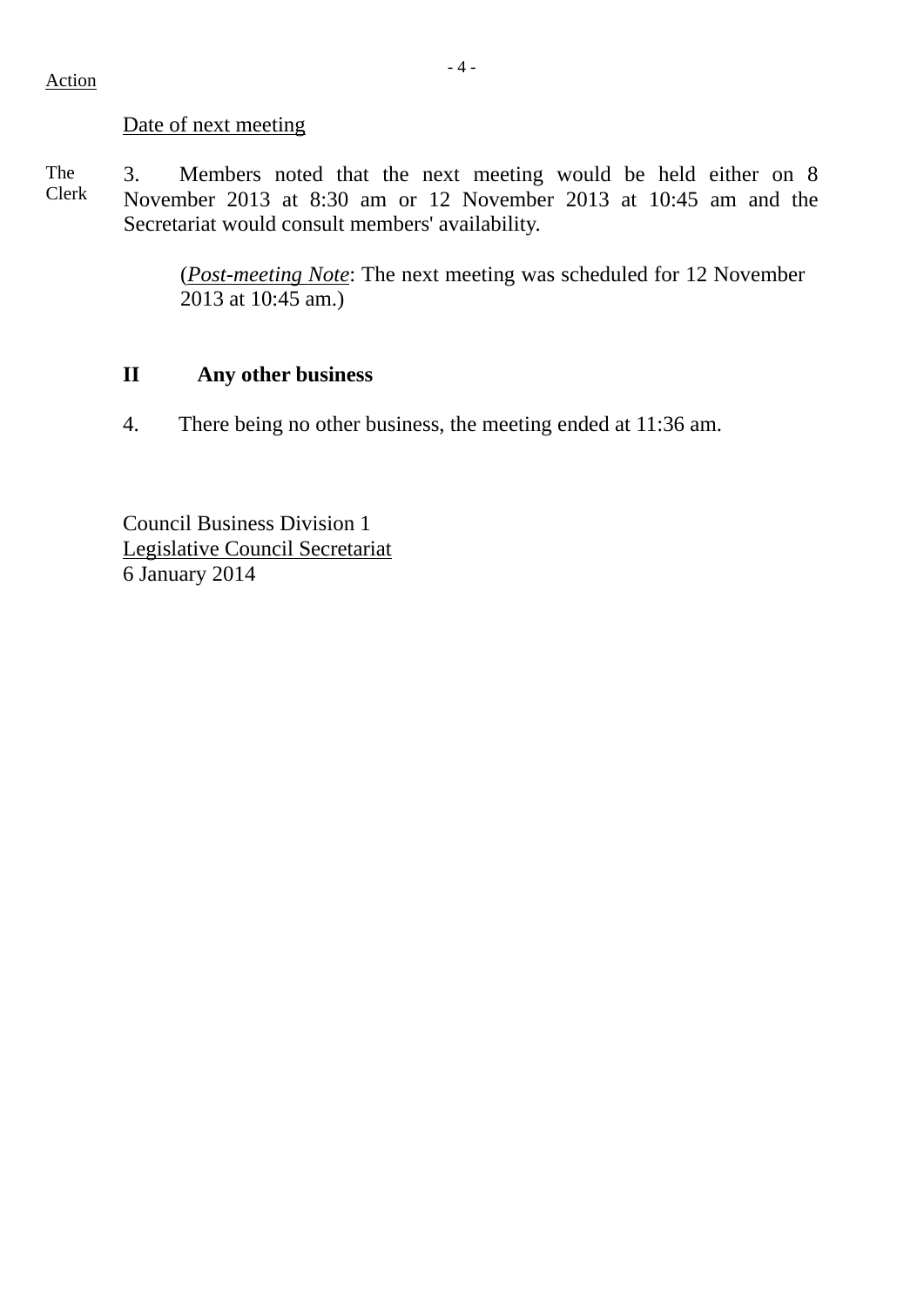Action

Date of next meeting

The Clerk

3. Members noted that the next meeting would be held either on 8 November 2013 at 8:30 am or 12 November 2013 at 10:45 am and the Secretariat would consult members' availability.

> (*Post-meeting Note*: The next meeting was scheduled for 12 November 2013 at 10:45 am.)

## II Any other business

4. There being no other business, the meeting ended at 11:36 am.

Council Business Division 1
Legislative Council Secretariat
6 January 2014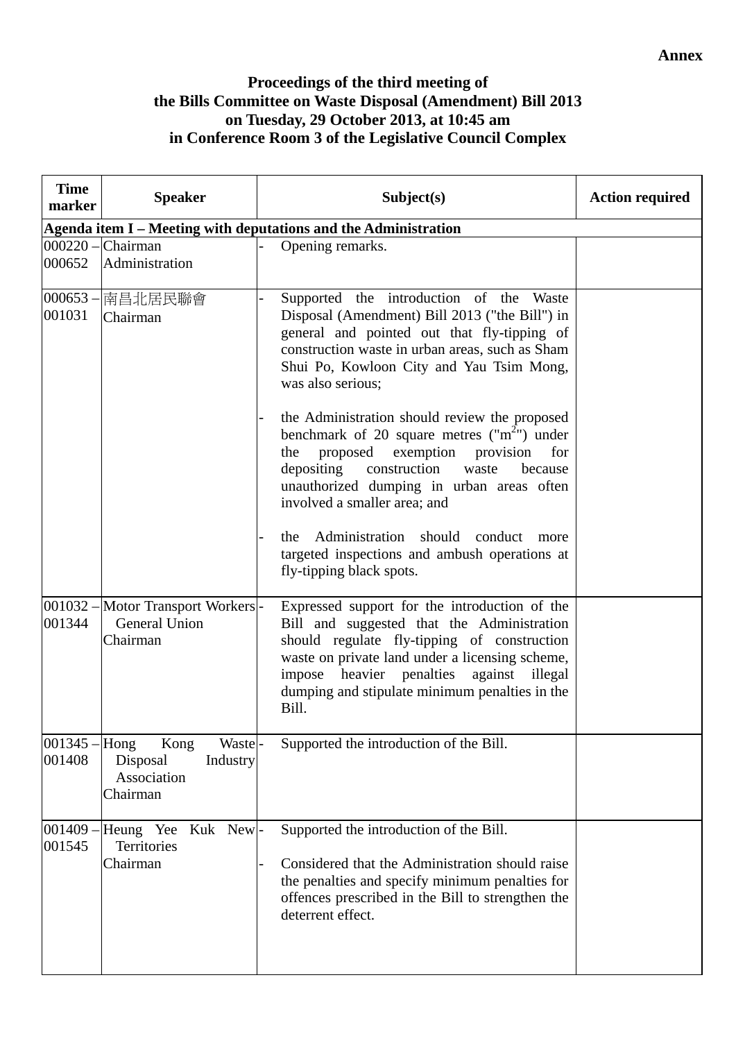**Annex**

**Proceedings of the third meeting of**
**the Bills Committee on Waste Disposal (Amendment) Bill 2013**
**on Tuesday, 29 October 2013, at 10:45 am**
**in Conference Room 3 of the Legislative Council Complex**

| Time marker | Speaker | Subject(s) | Action required |
|---|---|---|---|
| **Agenda item I – Meeting with deputations and the Administration** | | | |
| 000220 – 000652 | Chairman<br>Administration | - Opening remarks. | |
| 000653 – 001031 | 南昌北居民聯會<br>Chairman | - Supported the introduction of the Waste Disposal (Amendment) Bill 2013 ("the Bill") in general and pointed out that fly-tipping of construction waste in urban areas, such as Sham Shui Po, Kowloon City and Yau Tsim Mong, was also serious;<br><br>- the Administration should review the proposed benchmark of 20 square metres ("$m^2$") under the proposed exemption provision for depositing construction waste because unauthorized dumping in urban areas often involved a smaller area; and<br><br>- the Administration should conduct more targeted inspections and ambush operations at fly-tipping black spots. | |
| 001032 – 001344 | Motor Transport Workers General Union<br>Chairman | - Expressed support for the introduction of the Bill and suggested that the Administration should regulate fly-tipping of construction waste on private land under a licensing scheme, impose heavier penalties against illegal dumping and stipulate minimum penalties in the Bill. | |
| 001345 – 001408 | Hong Kong Waste Disposal Industry Association<br>Chairman | - Supported the introduction of the Bill. | |
| 001409 – 001545 | Heung Yee Kuk New Territories<br>Chairman | - Supported the introduction of the Bill.<br><br>- Considered that the Administration should raise the penalties and specify minimum penalties for offences prescribed in the Bill to strengthen the deterrent effect. | |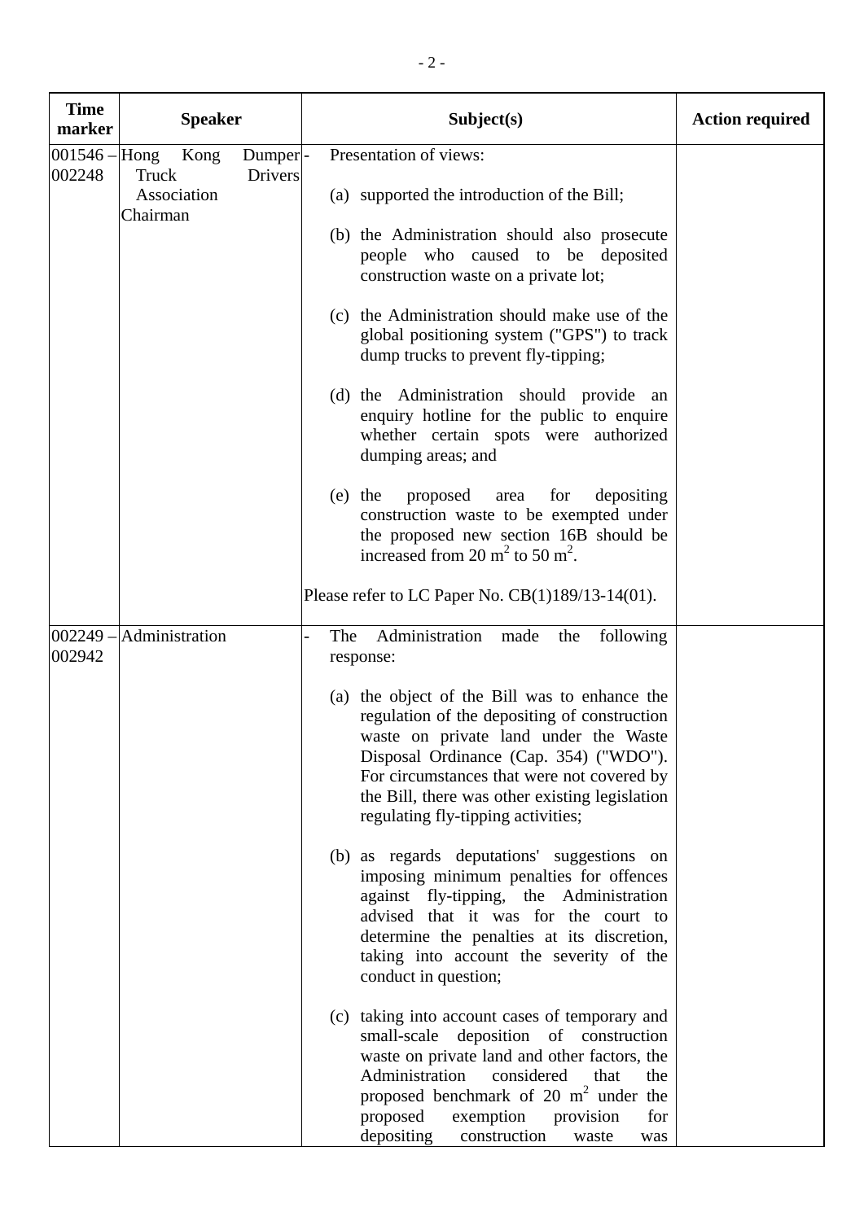| Time marker | Speaker | Subject(s) | Action required |
|---|---|---|---|
| 001546 – 002248 | Hong Kong Dumper Truck Drivers Association Chairman | - Presentation of views:<br><br>(a) supported the introduction of the Bill;<br><br>(b) the Administration should also prosecute people who caused to be deposited construction waste on a private lot;<br><br>(c) the Administration should make use of the global positioning system ("GPS") to track dump trucks to prevent fly-tipping;<br><br>(d) the Administration should provide an enquiry hotline for the public to enquire whether certain spots were authorized dumping areas; and<br><br>(e) the proposed area for depositing construction waste to be exempted under the proposed new section 16B should be increased from 20 $m^2$ to 50 $m^2$.<br><br>Please refer to LC Paper No. CB(1)189/13-14(01). | |
| 002249 – 002942 | Administration | - The Administration made the following response:<br><br>(a) the object of the Bill was to enhance the regulation of the depositing of construction waste on private land under the Waste Disposal Ordinance (Cap. 354) ("WDO"). For circumstances that were not covered by the Bill, there was other existing legislation regulating fly-tipping activities;<br><br>(b) as regards deputations' suggestions on imposing minimum penalties for offences against fly-tipping, the Administration advised that it was for the court to determine the penalties at its discretion, taking into account the severity of the conduct in question;<br><br>(c) taking into account cases of temporary and small-scale deposition of construction waste on private land and other factors, the Administration considered that the proposed benchmark of 20 $m^2$ under the proposed exemption provision for depositing construction waste was | |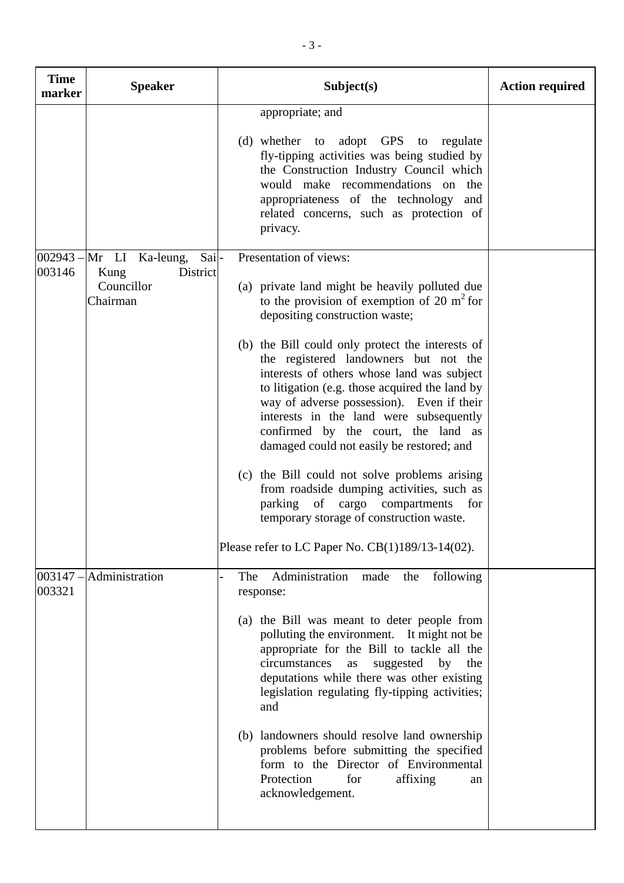| Time marker | Speaker | Subject(s) | Action required |
|---|---|---|---|
| | | appropriate; and<br><br>(d) whether to adopt GPS to regulate fly-tipping activities was being studied by the Construction Industry Council which would make recommendations on the appropriateness of the technology and related concerns, such as protection of privacy. | |
| 002943 – 003146 | Mr LI Ka-leung, Sai Kung District Councillor Chairman | - Presentation of views:<br><br>(a) private land might be heavily polluted due to the provision of exemption of 20 $m^2$ for depositing construction waste;<br><br>(b) the Bill could only protect the interests of the registered landowners but not the interests of others whose land was subject to litigation (e.g. those acquired the land by way of adverse possession). Even if their interests in the land were subsequently confirmed by the court, the land as damaged could not easily be restored; and<br><br>(c) the Bill could not solve problems arising from roadside dumping activities, such as parking of cargo compartments for temporary storage of construction waste.<br><br>Please refer to LC Paper No. CB(1)189/13-14(02). | |
| 003147 – 003321 | Administration | - The Administration made the following response:<br><br>(a) the Bill was meant to deter people from polluting the environment. It might not be appropriate for the Bill to tackle all the circumstances as suggested by the deputations while there was other existing legislation regulating fly-tipping activities; and<br><br>(b) landowners should resolve land ownership problems before submitting the specified form to the Director of Environmental Protection for affixing an acknowledgement. | |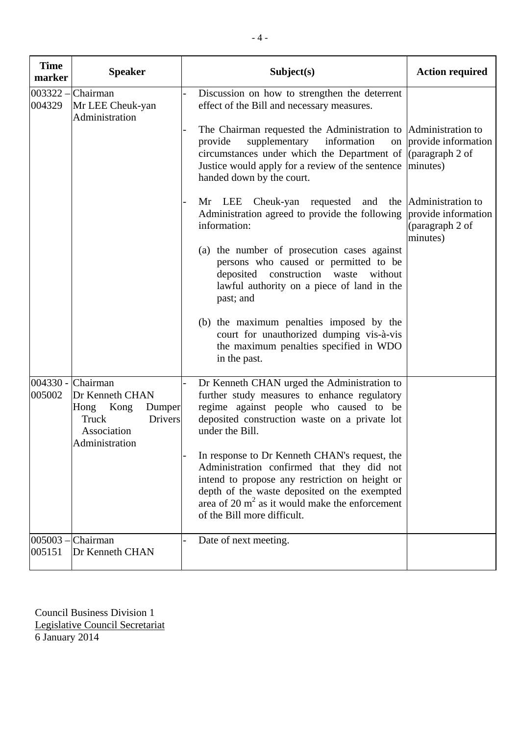| Time marker | Speaker | Subject(s) | Action required |
|---|---|---|---|
| 003322 – 004329 | Chairman<br>Mr LEE Cheuk-yan<br>Administration | - Discussion on how to strengthen the deterrent effect of the Bill and necessary measures.<br><br>- The Chairman requested the Administration to provide supplementary information on circumstances under which the Department of Justice would apply for a review of the sentence handed down by the court.<br><br>- Mr LEE Cheuk-yan requested and the Administration agreed to provide the following information:<br><br>(a) the number of prosecution cases against persons who caused or permitted to be deposited construction waste without lawful authority on a piece of land in the past; and<br><br>(b) the maximum penalties imposed by the court for unauthorized dumping vis-à-vis the maximum penalties specified in WDO in the past. | <br><br>Administration to provide information (paragraph 2 of minutes)<br><br>Administration to provide information (paragraph 2 of minutes) |
| 004330 - 005002 | Chairman<br>Dr Kenneth CHAN<br>Hong Kong Dumper Truck Drivers Association<br>Administration | - Dr Kenneth CHAN urged the Administration to further study measures to enhance regulatory regime against people who caused to be deposited construction waste on a private lot under the Bill.<br><br>- In response to Dr Kenneth CHAN's request, the Administration confirmed that they did not intend to propose any restriction on height or depth of the waste deposited on the exempted area of 20 $m^2$ as it would make the enforcement of the Bill more difficult. | |
| 005003 – 005151 | Chairman<br>Dr Kenneth CHAN | - Date of next meeting. | |

Council Business Division 1
Legislative Council Secretariat
6 January 2014